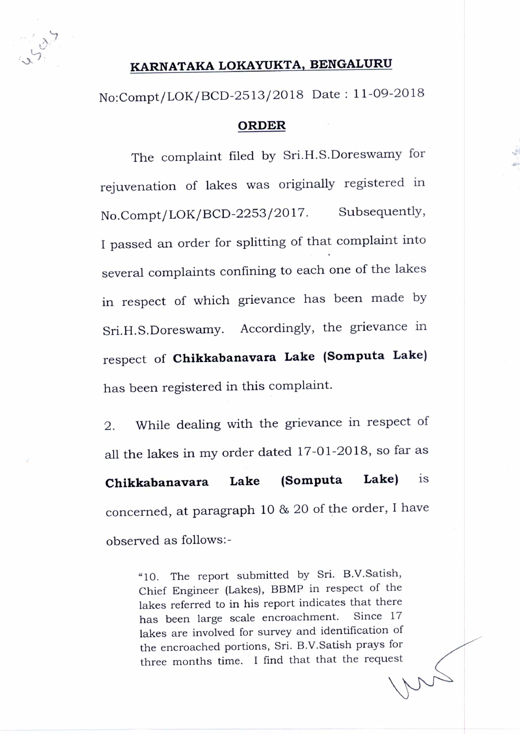# KARNATAKA LOKAYUKTA, BENGALURU

No:Compt/LOK/BCD-2513/2018 Date : 11-09-2018

## ORDER

The complaint filed by Sri.H.S.Doreswamy for rejuvenation of lakes was originally registered in No.Compt/LOK/BCD-2253/2017. Subsequently, I passed an order for splitting of that complaint into several complaints confining to each one of the lakes in respect of which grievance has been made by Sri.H.S.Doreswamy. Accordingly, the grievance in respect of **Chikkabanavara Lake (Somputa Lake)** has been registered in this complaint.

2. While dealing with the grievance in respect of all the lakes in my order dated 17-01-2018, so far as **Chikkabanavara Lake (Somputa Lake)** is concerned, at paragraph 10 & 20 of the order, I have observed as follows:-

> "10. The report submitted by Sri. B.V.Satish, Chief Engineer (Lakes), BBMP in respect of the lakes referred to in his report indicates that there has been large scale encroachment. Since 17 lakes are involved for survey and identification of the encroached portions, Sri. B.V.Satish prays for three months time. I find that that the request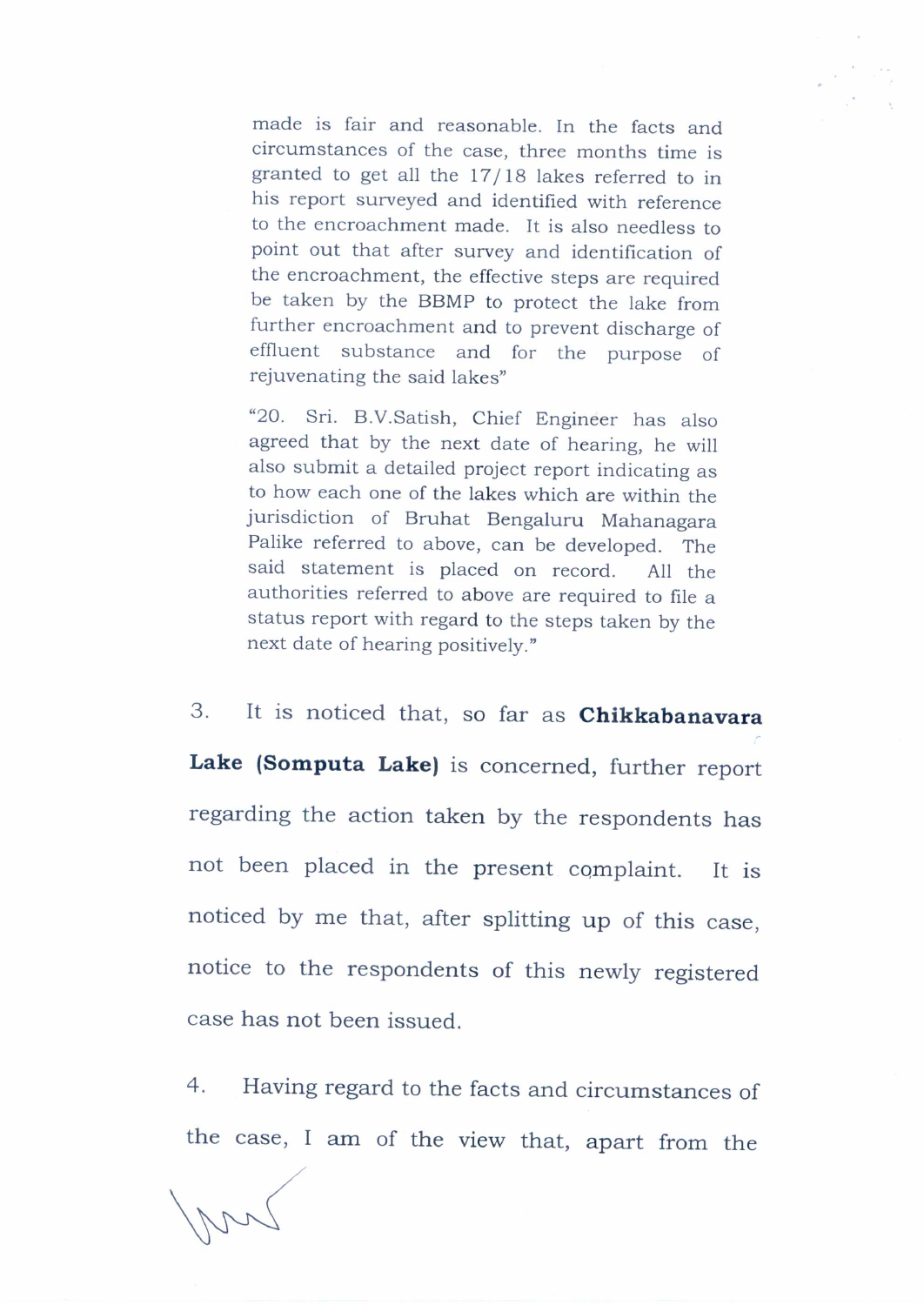> made is fair and reasonable. In the facts and circumstances of the case, three months time is granted to get all the 17/18 lakes referred to in his report surveyed and identified with reference to the encroachment made. It is also needless to point out that after survey and identification of the encroachment, the effective steps are required be taken by the BBMP to protect the lake from further encroachment and to prevent discharge of effluent substance and for the purpose of rejuvenating the said lakes"

> "20. Sri. B.V.Satish, Chief Engineer has also agreed that by the next date of hearing, he will also submit a detailed project report indicating as to how each one of the lakes which are within the jurisdiction of Bruhat Bengaluru Mahanagara Palike referred to above, can be developed. The said statement is placed on record. All the authorities referred to above are required to file a status report with regard to the steps taken by the next date of hearing positively."

3. It is noticed that, so far as **Chikkabanavara Lake (Somputa Lake)** is concerned, further report regarding the action taken by the respondents has not been placed in the present complaint. It is noticed by me that, after splitting up of this case, notice to the respondents of this newly registered case has not been issued.

4. Having regard to the facts and circumstances of the case, I am of the view that, apart from the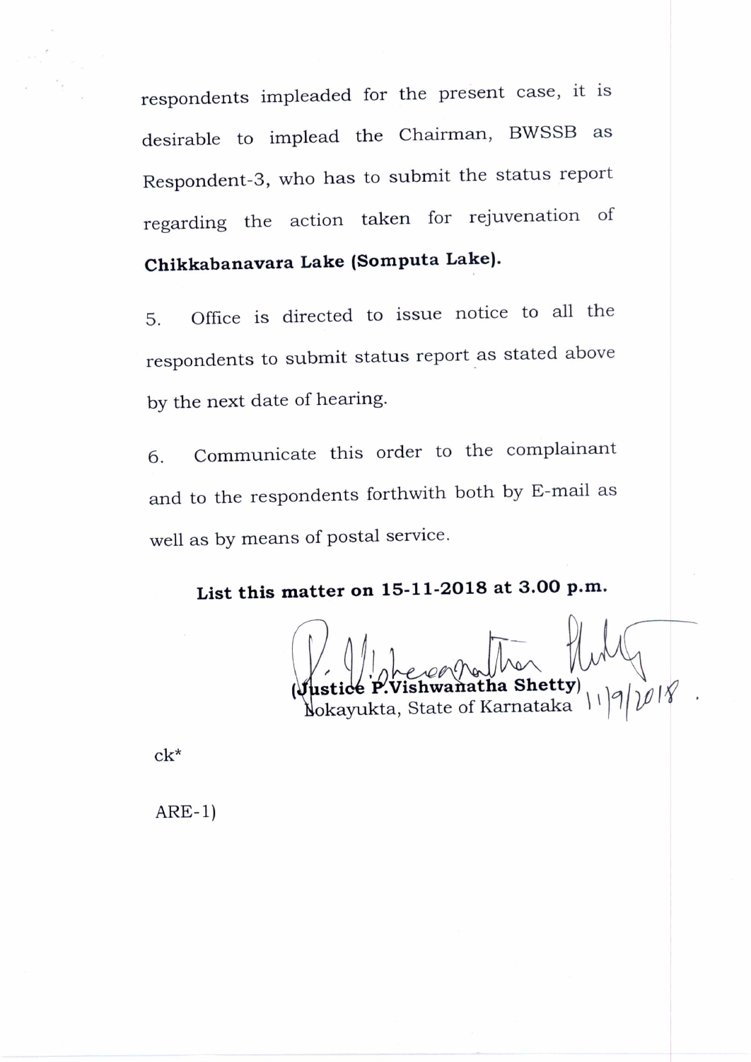respondents impleaded for the present case, it is desirable to implead the Chairman, BWSSB as Respondent-3, who has to submit the status report regarding the action taken for rejuvenation of **Chikkabanavara Lake (Somputa Lake).**

5. Office is directed to issue notice to all the respondents to submit status report as stated above by the next date of hearing.

6. Communicate this order to the complainant and to the respondents forthwith both by E-mail as well as by means of postal service.

**List this matter on 15-11-2018 at 3.00 p.m.**

**(Justice P.Vishwanatha Shetty)**
Lokayukta, State of Karnataka 11/9/2018.

ck*

ARE-1)